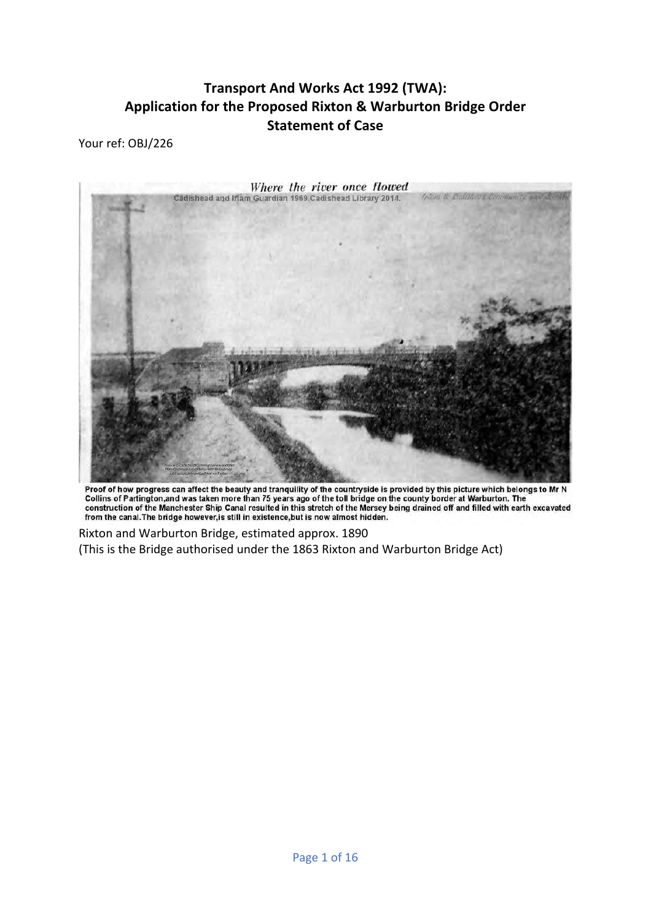**Transport And Works Act 1992 (TWA):**
**Application for the Proposed Rixton & Warburton Bridge Order**
**Statement of Case**

Your ref: OBJ/226

*Where the river once flowed*

Cadishead and Irlam Guardian 1969.Cadishead Library 2014.

Proof of how progress can affect the beauty and tranquility of the countryside is provided by this picture which belongs to Mr N Collins of Partington,and was taken more than 75 years ago of the toll bridge on the county border at Warburton. The construction of the Manchester Ship Canal resulted in this stretch of the Mersey being drained off and filled with earth excavated from the canal.The bridge however,is still in existence,but is now almost hidden.

Rixton and Warburton Bridge, estimated approx. 1890

(This is the Bridge authorised under the 1863 Rixton and Warburton Bridge Act)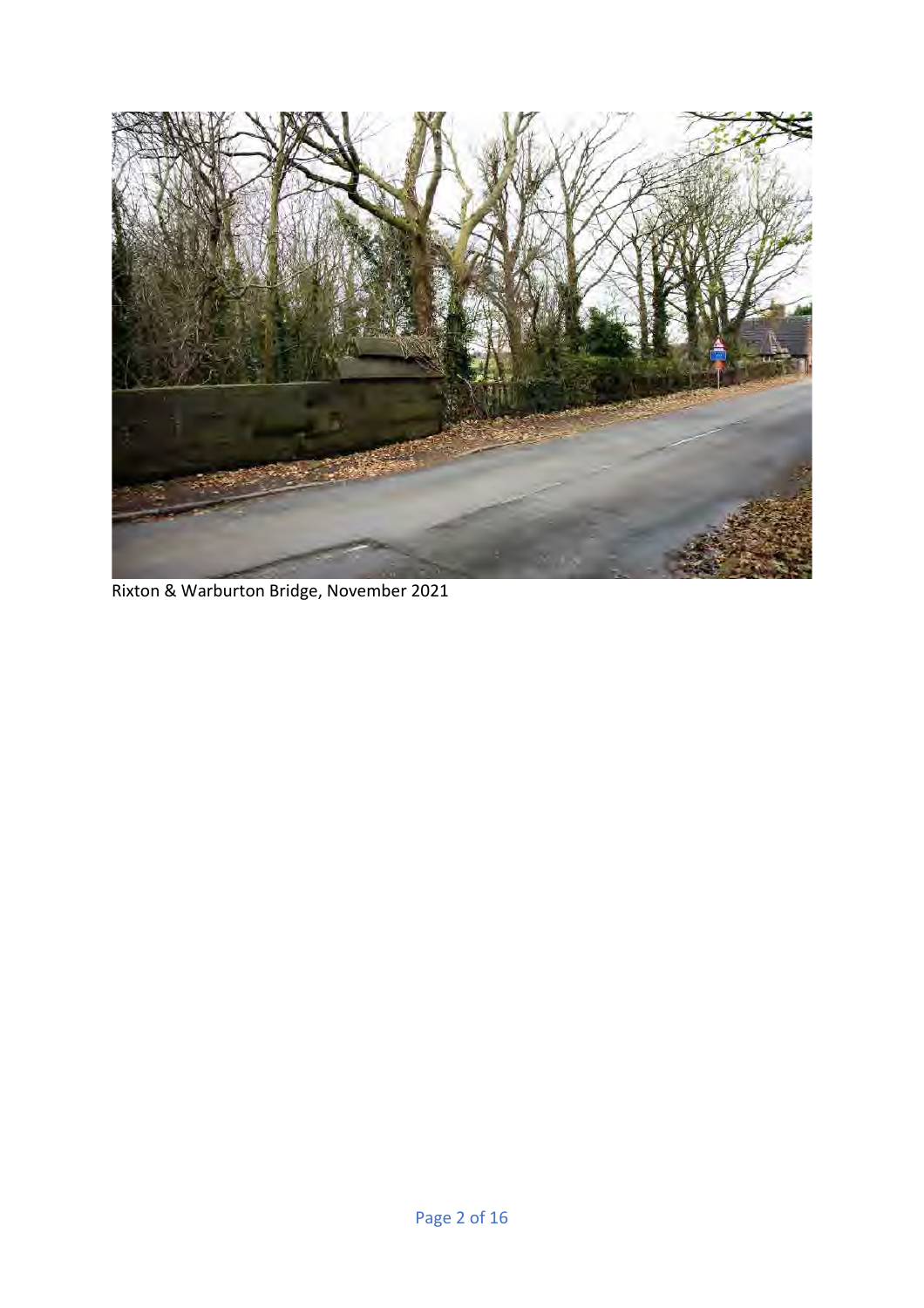Rixton & Warburton Bridge, November 2021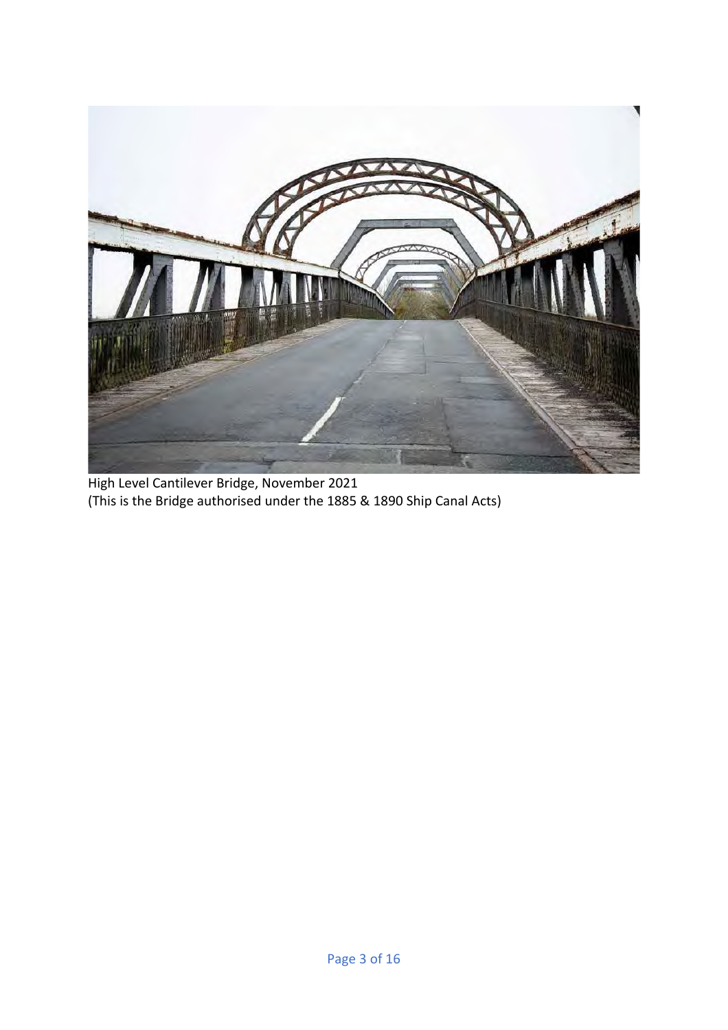High Level Cantilever Bridge, November 2021
(This is the Bridge authorised under the 1885 & 1890 Ship Canal Acts)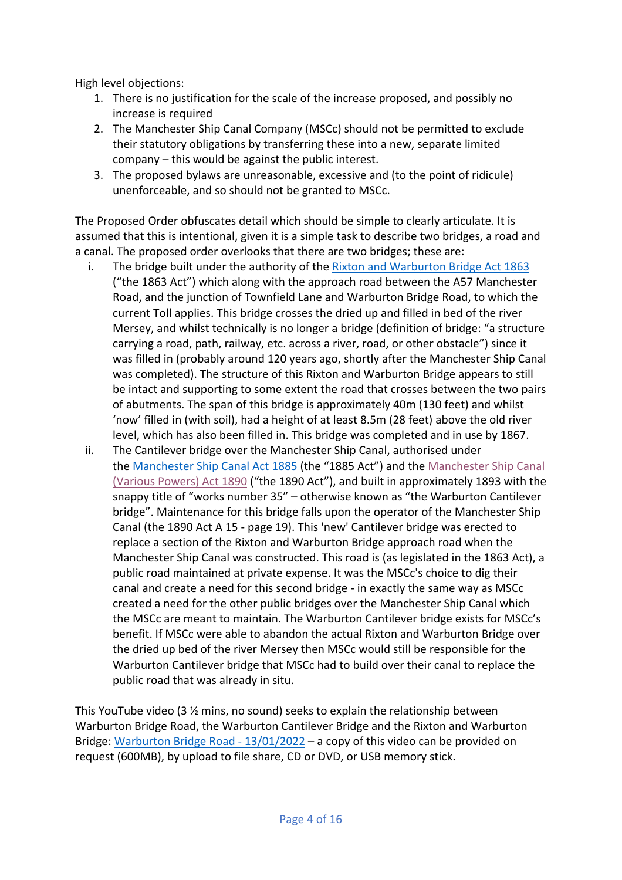High level objections:

1. There is no justification for the scale of the increase proposed, and possibly no increase is required
2. The Manchester Ship Canal Company (MSCc) should not be permitted to exclude their statutory obligations by transferring these into a new, separate limited company – this would be against the public interest.
3. The proposed bylaws are unreasonable, excessive and (to the point of ridicule) unenforceable, and so should not be granted to MSCc.

The Proposed Order obfuscates detail which should be simple to clearly articulate. It is assumed that this is intentional, given it is a simple task to describe two bridges, a road and a canal. The proposed order overlooks that there are two bridges; these are:

i. The bridge built under the authority of the Rixton and Warburton Bridge Act 1863 ("the 1863 Act") which along with the approach road between the A57 Manchester Road, and the junction of Townfield Lane and Warburton Bridge Road, to which the current Toll applies. This bridge crosses the dried up and filled in bed of the river Mersey, and whilst technically is no longer a bridge (definition of bridge: "a structure carrying a road, path, railway, etc. across a river, road, or other obstacle") since it was filled in (probably around 120 years ago, shortly after the Manchester Ship Canal was completed). The structure of this Rixton and Warburton Bridge appears to still be intact and supporting to some extent the road that crosses between the two pairs of abutments. The span of this bridge is approximately 40m (130 feet) and whilst 'now' filled in (with soil), had a height of at least 8.5m (28 feet) above the old river level, which has also been filled in. This bridge was completed and in use by 1867.

ii. The Cantilever bridge over the Manchester Ship Canal, authorised under the Manchester Ship Canal Act 1885 (the "1885 Act") and the Manchester Ship Canal (Various Powers) Act 1890 ("the 1890 Act"), and built in approximately 1893 with the snappy title of "works number 35" – otherwise known as "the Warburton Cantilever bridge". Maintenance for this bridge falls upon the operator of the Manchester Ship Canal (the 1890 Act A 15 - page 19). This 'new' Cantilever bridge was erected to replace a section of the Rixton and Warburton Bridge approach road when the Manchester Ship Canal was constructed. This road is (as legislated in the 1863 Act), a public road maintained at private expense. It was the MSCc's choice to dig their canal and create a need for this second bridge - in exactly the same way as MSCc created a need for the other public bridges over the Manchester Ship Canal which the MSCc are meant to maintain. The Warburton Cantilever bridge exists for MSCc's benefit. If MSCc were able to abandon the actual Rixton and Warburton Bridge over the dried up bed of the river Mersey then MSCc would still be responsible for the Warburton Cantilever bridge that MSCc had to build over their canal to replace the public road that was already in situ.

This YouTube video (3 ½ mins, no sound) seeks to explain the relationship between Warburton Bridge Road, the Warburton Cantilever Bridge and the Rixton and Warburton Bridge: Warburton Bridge Road - 13/01/2022 – a copy of this video can be provided on request (600MB), by upload to file share, CD or DVD, or USB memory stick.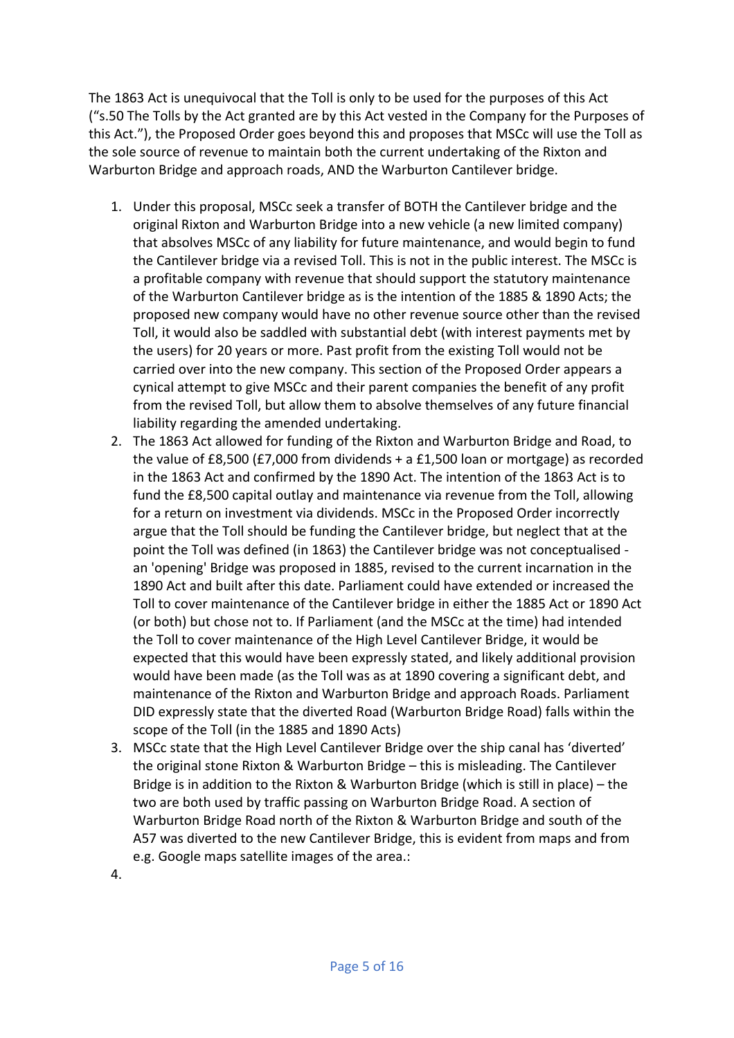The 1863 Act is unequivocal that the Toll is only to be used for the purposes of this Act ("s.50 The Tolls by the Act granted are by this Act vested in the Company for the Purposes of this Act."), the Proposed Order goes beyond this and proposes that MSCc will use the Toll as the sole source of revenue to maintain both the current undertaking of the Rixton and Warburton Bridge and approach roads, AND the Warburton Cantilever bridge.

1. Under this proposal, MSCc seek a transfer of BOTH the Cantilever bridge and the original Rixton and Warburton Bridge into a new vehicle (a new limited company) that absolves MSCc of any liability for future maintenance, and would begin to fund the Cantilever bridge via a revised Toll. This is not in the public interest. The MSCc is a profitable company with revenue that should support the statutory maintenance of the Warburton Cantilever bridge as is the intention of the 1885 & 1890 Acts; the proposed new company would have no other revenue source other than the revised Toll, it would also be saddled with substantial debt (with interest payments met by the users) for 20 years or more. Past profit from the existing Toll would not be carried over into the new company. This section of the Proposed Order appears a cynical attempt to give MSCc and their parent companies the benefit of any profit from the revised Toll, but allow them to absolve themselves of any future financial liability regarding the amended undertaking.
2. The 1863 Act allowed for funding of the Rixton and Warburton Bridge and Road, to the value of £8,500 (£7,000 from dividends + a £1,500 loan or mortgage) as recorded in the 1863 Act and confirmed by the 1890 Act. The intention of the 1863 Act is to fund the £8,500 capital outlay and maintenance via revenue from the Toll, allowing for a return on investment via dividends. MSCc in the Proposed Order incorrectly argue that the Toll should be funding the Cantilever bridge, but neglect that at the point the Toll was defined (in 1863) the Cantilever bridge was not conceptualised - an 'opening' Bridge was proposed in 1885, revised to the current incarnation in the 1890 Act and built after this date. Parliament could have extended or increased the Toll to cover maintenance of the Cantilever bridge in either the 1885 Act or 1890 Act (or both) but chose not to. If Parliament (and the MSCc at the time) had intended the Toll to cover maintenance of the High Level Cantilever Bridge, it would be expected that this would have been expressly stated, and likely additional provision would have been made (as the Toll was as at 1890 covering a significant debt, and maintenance of the Rixton and Warburton Bridge and approach Roads. Parliament DID expressly state that the diverted Road (Warburton Bridge Road) falls within the scope of the Toll (in the 1885 and 1890 Acts)
3. MSCc state that the High Level Cantilever Bridge over the ship canal has 'diverted' the original stone Rixton & Warburton Bridge – this is misleading. The Cantilever Bridge is in addition to the Rixton & Warburton Bridge (which is still in place) – the two are both used by traffic passing on Warburton Bridge Road. A section of Warburton Bridge Road north of the Rixton & Warburton Bridge and south of the A57 was diverted to the new Cantilever Bridge, this is evident from maps and from e.g. Google maps satellite images of the area.:
4.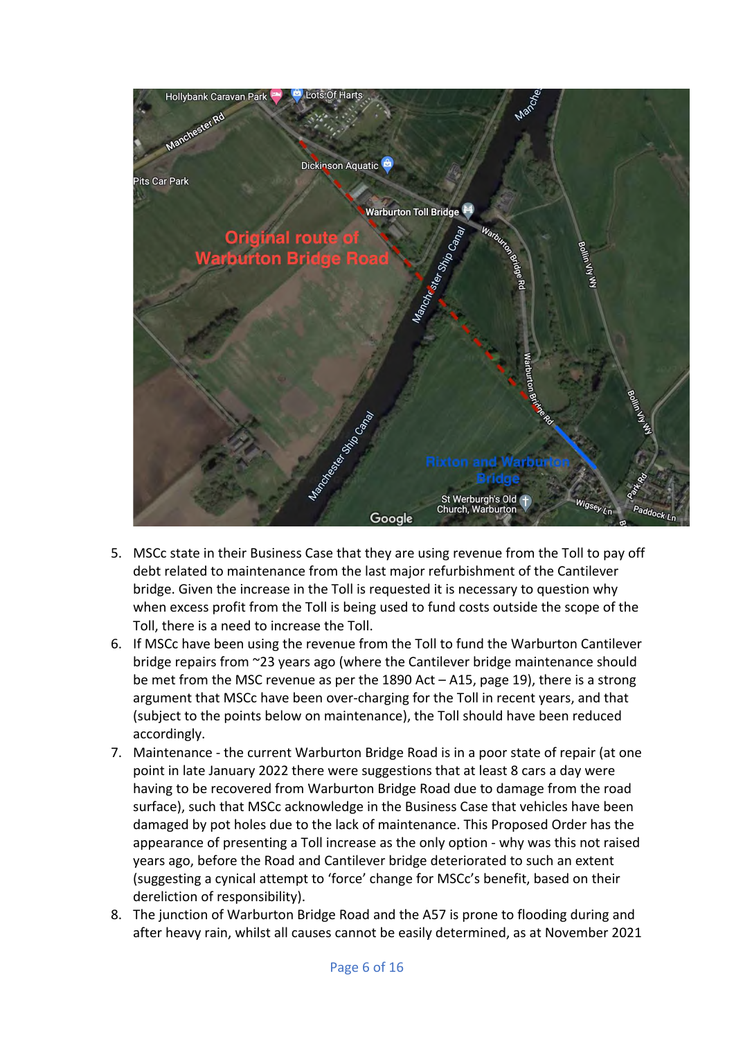Hollybank Caravan Park

Lots Of Harts

Manchester Rd

Dickinson Aquatic

Pits Car Park

Warburton Toll Bridge

Original route of Warburton Bridge Road

Manchester Ship Canal

Warburton Bridge Rd

Bollin Vly Wy

Rixton and Warburton Bridge

St Werburgh's Old Church, Warburton

Wigsey Ln

Park Rd

Paddock Ln

Google

5. MSCc state in their Business Case that they are using revenue from the Toll to pay off debt related to maintenance from the last major refurbishment of the Cantilever bridge. Given the increase in the Toll is requested it is necessary to question why when excess profit from the Toll is being used to fund costs outside the scope of the Toll, there is a need to increase the Toll.
6. If MSCc have been using the revenue from the Toll to fund the Warburton Cantilever bridge repairs from ~23 years ago (where the Cantilever bridge maintenance should be met from the MSC revenue as per the 1890 Act – A15, page 19), there is a strong argument that MSCc have been over-charging for the Toll in recent years, and that (subject to the points below on maintenance), the Toll should have been reduced accordingly.
7. Maintenance - the current Warburton Bridge Road is in a poor state of repair (at one point in late January 2022 there were suggestions that at least 8 cars a day were having to be recovered from Warburton Bridge Road due to damage from the road surface), such that MSCc acknowledge in the Business Case that vehicles have been damaged by pot holes due to the lack of maintenance. This Proposed Order has the appearance of presenting a Toll increase as the only option - why was this not raised years ago, before the Road and Cantilever bridge deteriorated to such an extent (suggesting a cynical attempt to 'force' change for MSCc's benefit, based on their dereliction of responsibility).
8. The junction of Warburton Bridge Road and the A57 is prone to flooding during and after heavy rain, whilst all causes cannot be easily determined, as at November 2021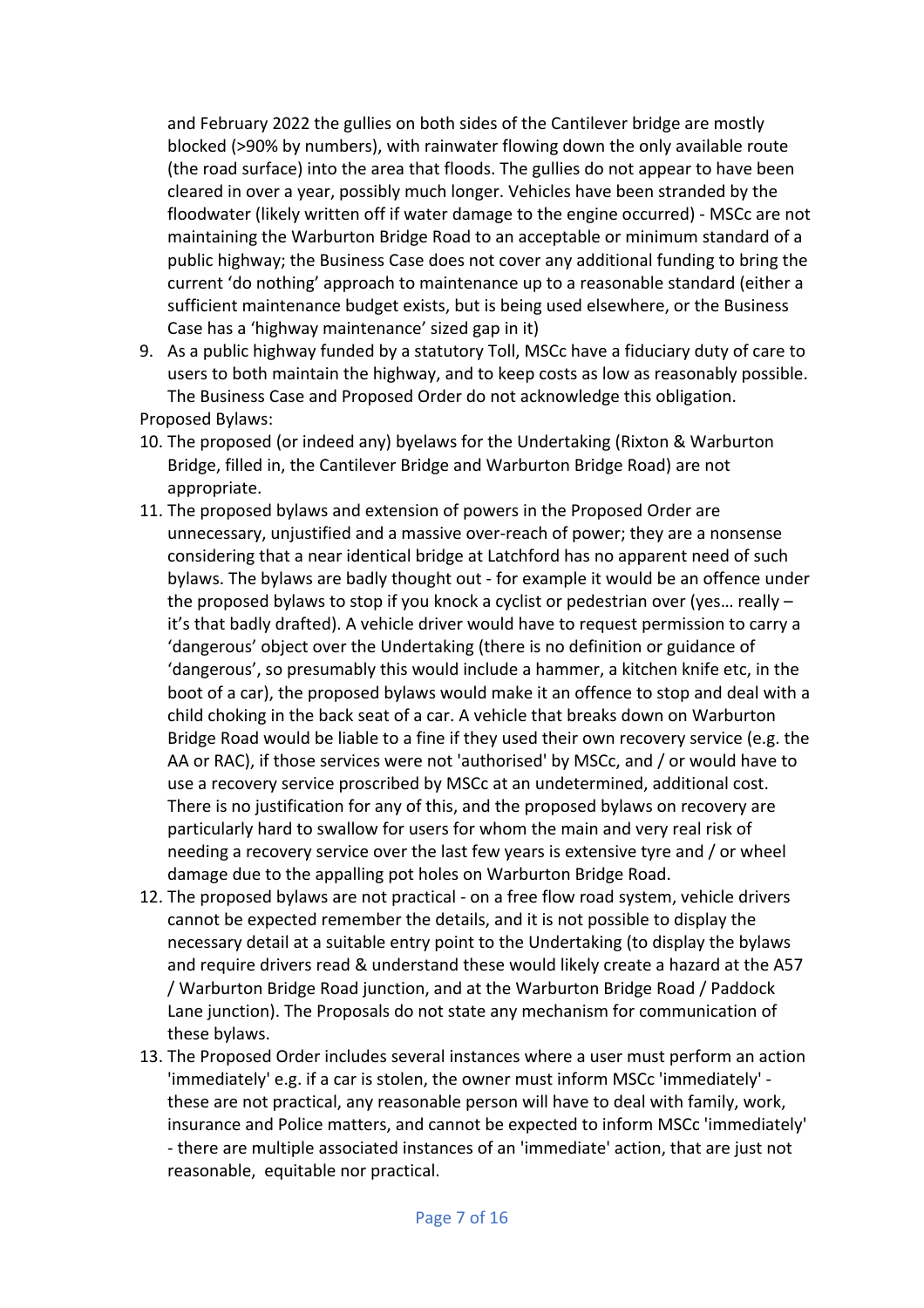and February 2022 the gullies on both sides of the Cantilever bridge are mostly blocked (>90% by numbers), with rainwater flowing down the only available route (the road surface) into the area that floods. The gullies do not appear to have been cleared in over a year, possibly much longer. Vehicles have been stranded by the floodwater (likely written off if water damage to the engine occurred) - MSCc are not maintaining the Warburton Bridge Road to an acceptable or minimum standard of a public highway; the Business Case does not cover any additional funding to bring the current 'do nothing' approach to maintenance up to a reasonable standard (either a sufficient maintenance budget exists, but is being used elsewhere, or the Business Case has a 'highway maintenance' sized gap in it)

9. As a public highway funded by a statutory Toll, MSCc have a fiduciary duty of care to users to both maintain the highway, and to keep costs as low as reasonably possible. The Business Case and Proposed Order do not acknowledge this obligation.

Proposed Bylaws:

10. The proposed (or indeed any) byelaws for the Undertaking (Rixton & Warburton Bridge, filled in, the Cantilever Bridge and Warburton Bridge Road) are not appropriate.
11. The proposed bylaws and extension of powers in the Proposed Order are unnecessary, unjustified and a massive over-reach of power; they are a nonsense considering that a near identical bridge at Latchford has no apparent need of such bylaws. The bylaws are badly thought out - for example it would be an offence under the proposed bylaws to stop if you knock a cyclist or pedestrian over (yes… really – it's that badly drafted). A vehicle driver would have to request permission to carry a 'dangerous' object over the Undertaking (there is no definition or guidance of 'dangerous', so presumably this would include a hammer, a kitchen knife etc, in the boot of a car), the proposed bylaws would make it an offence to stop and deal with a child choking in the back seat of a car. A vehicle that breaks down on Warburton Bridge Road would be liable to a fine if they used their own recovery service (e.g. the AA or RAC), if those services were not 'authorised' by MSCc, and / or would have to use a recovery service proscribed by MSCc at an undetermined, additional cost. There is no justification for any of this, and the proposed bylaws on recovery are particularly hard to swallow for users for whom the main and very real risk of needing a recovery service over the last few years is extensive tyre and / or wheel damage due to the appalling pot holes on Warburton Bridge Road.
12. The proposed bylaws are not practical - on a free flow road system, vehicle drivers cannot be expected remember the details, and it is not possible to display the necessary detail at a suitable entry point to the Undertaking (to display the bylaws and require drivers read & understand these would likely create a hazard at the A57 / Warburton Bridge Road junction, and at the Warburton Bridge Road / Paddock Lane junction). The Proposals do not state any mechanism for communication of these bylaws.
13. The Proposed Order includes several instances where a user must perform an action 'immediately' e.g. if a car is stolen, the owner must inform MSCc 'immediately' - these are not practical, any reasonable person will have to deal with family, work, insurance and Police matters, and cannot be expected to inform MSCc 'immediately' - there are multiple associated instances of an 'immediate' action, that are just not reasonable, equitable nor practical.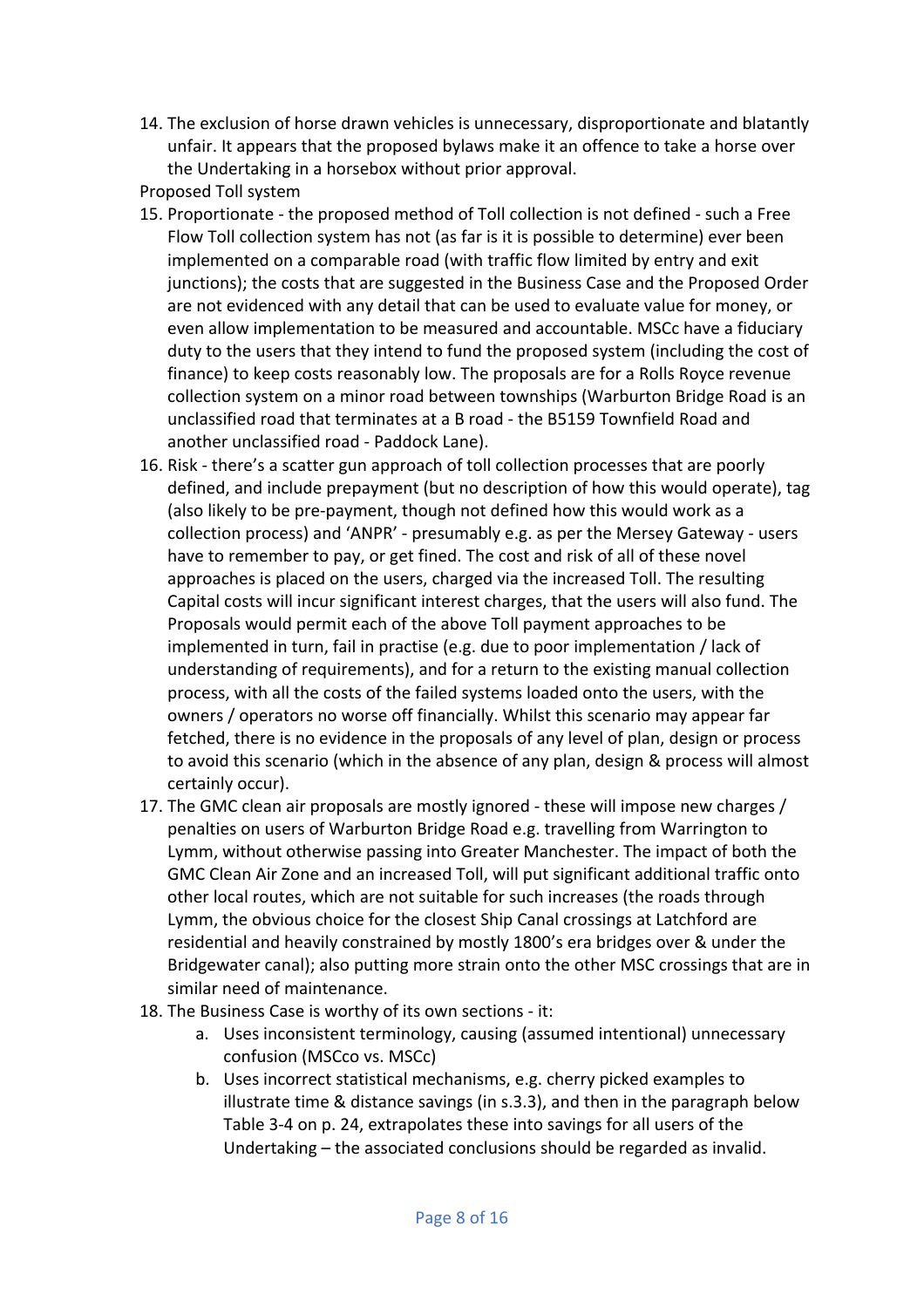14. The exclusion of horse drawn vehicles is unnecessary, disproportionate and blatantly unfair. It appears that the proposed bylaws make it an offence to take a horse over the Undertaking in a horsebox without prior approval.

Proposed Toll system

15. Proportionate - the proposed method of Toll collection is not defined - such a Free Flow Toll collection system has not (as far is it is possible to determine) ever been implemented on a comparable road (with traffic flow limited by entry and exit junctions); the costs that are suggested in the Business Case and the Proposed Order are not evidenced with any detail that can be used to evaluate value for money, or even allow implementation to be measured and accountable. MSCc have a fiduciary duty to the users that they intend to fund the proposed system (including the cost of finance) to keep costs reasonably low. The proposals are for a Rolls Royce revenue collection system on a minor road between townships (Warburton Bridge Road is an unclassified road that terminates at a B road - the B5159 Townfield Road and another unclassified road - Paddock Lane).
16. Risk - there's a scatter gun approach of toll collection processes that are poorly defined, and include prepayment (but no description of how this would operate), tag (also likely to be pre-payment, though not defined how this would work as a collection process) and 'ANPR' - presumably e.g. as per the Mersey Gateway - users have to remember to pay, or get fined. The cost and risk of all of these novel approaches is placed on the users, charged via the increased Toll. The resulting Capital costs will incur significant interest charges, that the users will also fund. The Proposals would permit each of the above Toll payment approaches to be implemented in turn, fail in practise (e.g. due to poor implementation / lack of understanding of requirements), and for a return to the existing manual collection process, with all the costs of the failed systems loaded onto the users, with the owners / operators no worse off financially. Whilst this scenario may appear far fetched, there is no evidence in the proposals of any level of plan, design or process to avoid this scenario (which in the absence of any plan, design & process will almost certainly occur).
17. The GMC clean air proposals are mostly ignored - these will impose new charges / penalties on users of Warburton Bridge Road e.g. travelling from Warrington to Lymm, without otherwise passing into Greater Manchester. The impact of both the GMC Clean Air Zone and an increased Toll, will put significant additional traffic onto other local routes, which are not suitable for such increases (the roads through Lymm, the obvious choice for the closest Ship Canal crossings at Latchford are residential and heavily constrained by mostly 1800's era bridges over & under the Bridgewater canal); also putting more strain onto the other MSC crossings that are in similar need of maintenance.
18. The Business Case is worthy of its own sections - it:
    a. Uses inconsistent terminology, causing (assumed intentional) unnecessary confusion (MSCco vs. MSCc)
    b. Uses incorrect statistical mechanisms, e.g. cherry picked examples to illustrate time & distance savings (in s.3.3), and then in the paragraph below Table 3-4 on p. 24, extrapolates these into savings for all users of the Undertaking – the associated conclusions should be regarded as invalid.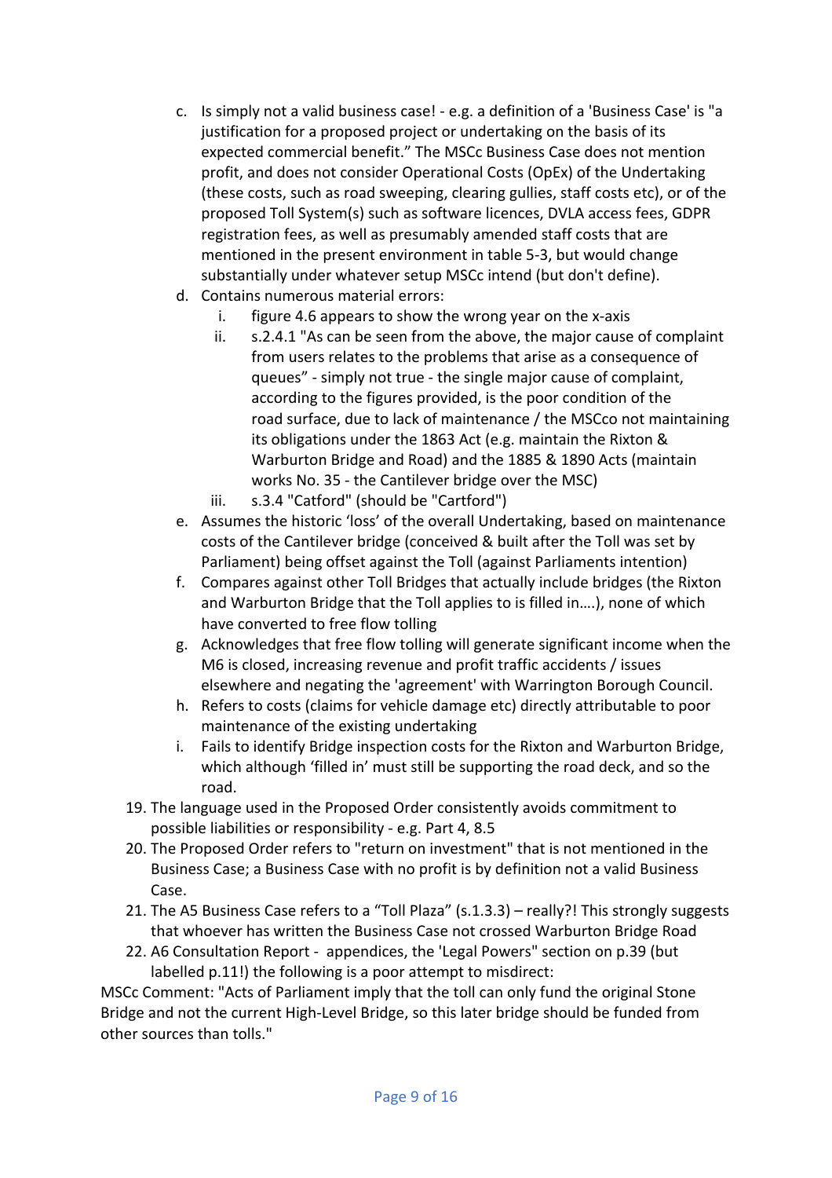c. Is simply not a valid business case! - e.g. a definition of a 'Business Case' is "a justification for a proposed project or undertaking on the basis of its expected commercial benefit." The MSCc Business Case does not mention profit, and does not consider Operational Costs (OpEx) of the Undertaking (these costs, such as road sweeping, clearing gullies, staff costs etc), or of the proposed Toll System(s) such as software licences, DVLA access fees, GDPR registration fees, as well as presumably amended staff costs that are mentioned in the present environment in table 5-3, but would change substantially under whatever setup MSCc intend (but don't define).

d. Contains numerous material errors:
   i. figure 4.6 appears to show the wrong year on the x-axis
   ii. s.2.4.1 "As can be seen from the above, the major cause of complaint from users relates to the problems that arise as a consequence of queues" - simply not true - the single major cause of complaint, according to the figures provided, is the poor condition of the road surface, due to lack of maintenance / the MSCco not maintaining its obligations under the 1863 Act (e.g. maintain the Rixton & Warburton Bridge and Road) and the 1885 & 1890 Acts (maintain works No. 35 - the Cantilever bridge over the MSC)
   iii. s.3.4 "Catford" (should be "Cartford")

e. Assumes the historic 'loss' of the overall Undertaking, based on maintenance costs of the Cantilever bridge (conceived & built after the Toll was set by Parliament) being offset against the Toll (against Parliaments intention)

f. Compares against other Toll Bridges that actually include bridges (the Rixton and Warburton Bridge that the Toll applies to is filled in….), none of which have converted to free flow tolling

g. Acknowledges that free flow tolling will generate significant income when the M6 is closed, increasing revenue and profit traffic accidents / issues elsewhere and negating the 'agreement' with Warrington Borough Council.

h. Refers to costs (claims for vehicle damage etc) directly attributable to poor maintenance of the existing undertaking

i. Fails to identify Bridge inspection costs for the Rixton and Warburton Bridge, which although 'filled in' must still be supporting the road deck, and so the road.

19. The language used in the Proposed Order consistently avoids commitment to possible liabilities or responsibility - e.g. Part 4, 8.5

20. The Proposed Order refers to "return on investment" that is not mentioned in the Business Case; a Business Case with no profit is by definition not a valid Business Case.

21. The A5 Business Case refers to a "Toll Plaza" (s.1.3.3) – really?! This strongly suggests that whoever has written the Business Case not crossed Warburton Bridge Road

22. A6 Consultation Report - appendices, the 'Legal Powers" section on p.39 (but labelled p.11!) the following is a poor attempt to misdirect:

MSCc Comment: "Acts of Parliament imply that the toll can only fund the original Stone Bridge and not the current High-Level Bridge, so this later bridge should be funded from other sources than tolls."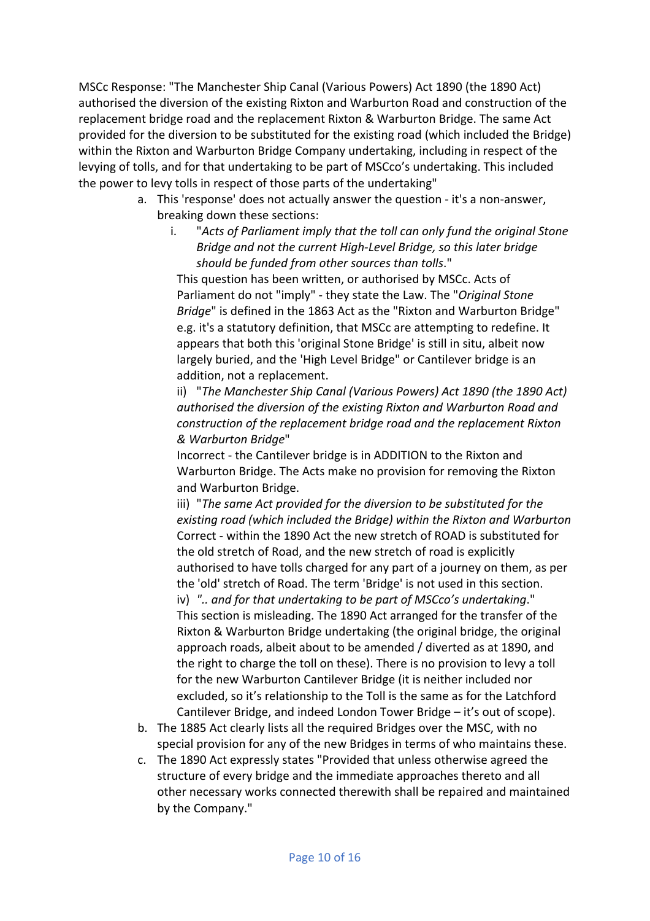MSCc Response: "The Manchester Ship Canal (Various Powers) Act 1890 (the 1890 Act) authorised the diversion of the existing Rixton and Warburton Road and construction of the replacement bridge road and the replacement Rixton & Warburton Bridge. The same Act provided for the diversion to be substituted for the existing road (which included the Bridge) within the Rixton and Warburton Bridge Company undertaking, including in respect of the levying of tolls, and for that undertaking to be part of MSCco's undertaking. This included the power to levy tolls in respect of those parts of the undertaking"

a. This 'response' does not actually answer the question - it's a non-answer, breaking down these sections:

   i. "*Acts of Parliament imply that the toll can only fund the original Stone Bridge and not the current High-Level Bridge, so this later bridge should be funded from other sources than tolls*."

   This question has been written, or authorised by MSCc. Acts of Parliament do not "imply" - they state the Law. The "*Original Stone Bridge*" is defined in the 1863 Act as the "Rixton and Warburton Bridge" e.g. it's a statutory definition, that MSCc are attempting to redefine. It appears that both this 'original Stone Bridge' is still in situ, albeit now largely buried, and the 'High Level Bridge" or Cantilever bridge is an addition, not a replacement.

   ii) "*The Manchester Ship Canal (Various Powers) Act 1890 (the 1890 Act) authorised the diversion of the existing Rixton and Warburton Road and construction of the replacement bridge road and the replacement Rixton & Warburton Bridge*"

   Incorrect - the Cantilever bridge is in ADDITION to the Rixton and Warburton Bridge. The Acts make no provision for removing the Rixton and Warburton Bridge.

   iii) "*The same Act provided for the diversion to be substituted for the existing road (which included the Bridge) within the Rixton and Warburton*

   Correct - within the 1890 Act the new stretch of ROAD is substituted for the old stretch of Road, and the new stretch of road is explicitly authorised to have tolls charged for any part of a journey on them, as per the 'old' stretch of Road. The term 'Bridge' is not used in this section.

   iv) "*.. and for that undertaking to be part of MSCco's undertaking*."

   This section is misleading. The 1890 Act arranged for the transfer of the Rixton & Warburton Bridge undertaking (the original bridge, the original approach roads, albeit about to be amended / diverted as at 1890, and the right to charge the toll on these). There is no provision to levy a toll for the new Warburton Cantilever Bridge (it is neither included nor excluded, so it's relationship to the Toll is the same as for the Latchford Cantilever Bridge, and indeed London Tower Bridge – it's out of scope).

b. The 1885 Act clearly lists all the required Bridges over the MSC, with no special provision for any of the new Bridges in terms of who maintains these.

c. The 1890 Act expressly states "Provided that unless otherwise agreed the structure of every bridge and the immediate approaches thereto and all other necessary works connected therewith shall be repaired and maintained by the Company."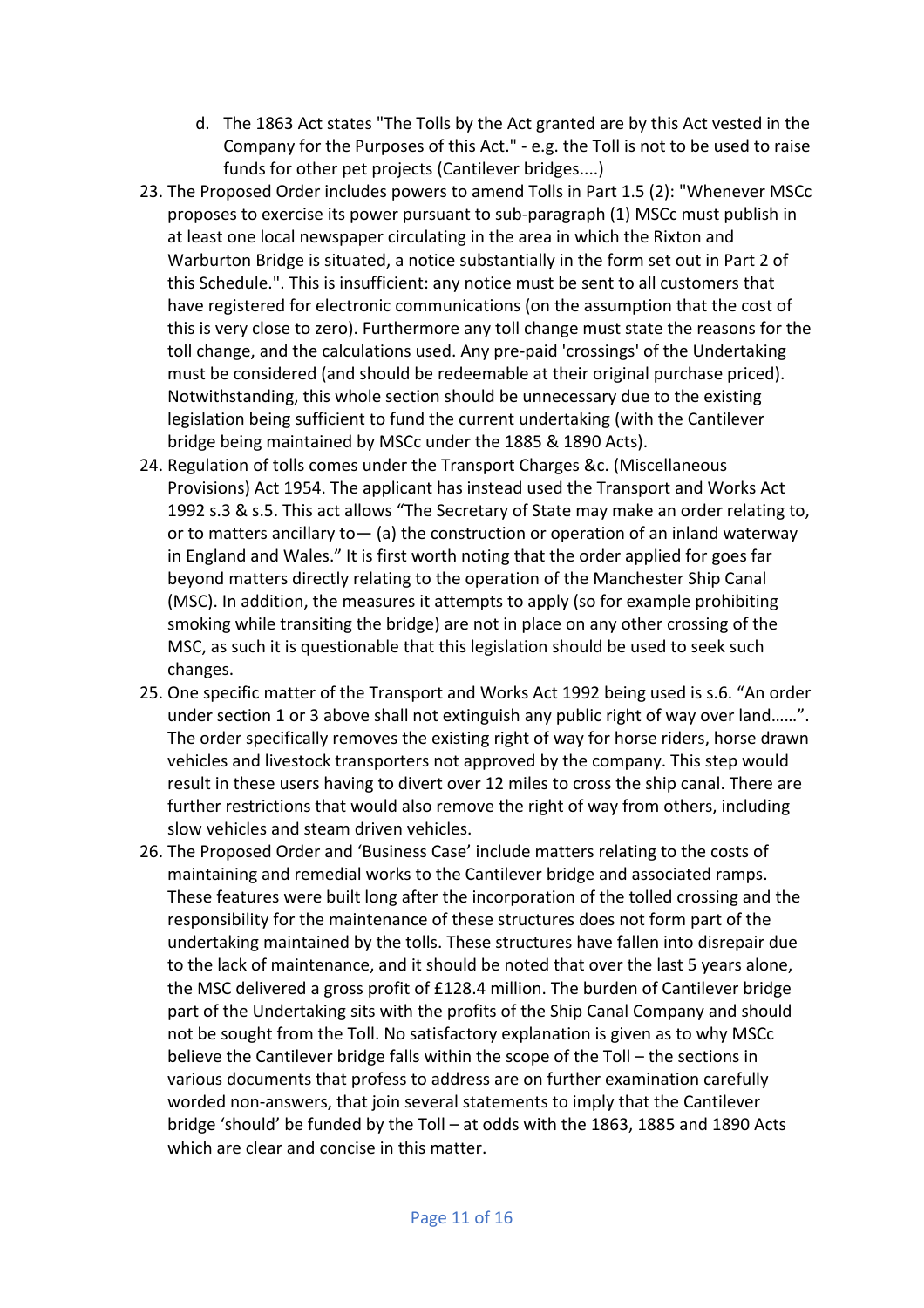d. The 1863 Act states "The Tolls by the Act granted are by this Act vested in the Company for the Purposes of this Act." - e.g. the Toll is not to be used to raise funds for other pet projects (Cantilever bridges....)

23. The Proposed Order includes powers to amend Tolls in Part 1.5 (2): "Whenever MSCc proposes to exercise its power pursuant to sub-paragraph (1) MSCc must publish in at least one local newspaper circulating in the area in which the Rixton and Warburton Bridge is situated, a notice substantially in the form set out in Part 2 of this Schedule.". This is insufficient: any notice must be sent to all customers that have registered for electronic communications (on the assumption that the cost of this is very close to zero). Furthermore any toll change must state the reasons for the toll change, and the calculations used. Any pre-paid 'crossings' of the Undertaking must be considered (and should be redeemable at their original purchase priced). Notwithstanding, this whole section should be unnecessary due to the existing legislation being sufficient to fund the current undertaking (with the Cantilever bridge being maintained by MSCc under the 1885 & 1890 Acts).
24. Regulation of tolls comes under the Transport Charges &c. (Miscellaneous Provisions) Act 1954. The applicant has instead used the Transport and Works Act 1992 s.3 & s.5. This act allows "The Secretary of State may make an order relating to, or to matters ancillary to— (a) the construction or operation of an inland waterway in England and Wales." It is first worth noting that the order applied for goes far beyond matters directly relating to the operation of the Manchester Ship Canal (MSC). In addition, the measures it attempts to apply (so for example prohibiting smoking while transiting the bridge) are not in place on any other crossing of the MSC, as such it is questionable that this legislation should be used to seek such changes.
25. One specific matter of the Transport and Works Act 1992 being used is s.6. "An order under section 1 or 3 above shall not extinguish any public right of way over land……". The order specifically removes the existing right of way for horse riders, horse drawn vehicles and livestock transporters not approved by the company. This step would result in these users having to divert over 12 miles to cross the ship canal. There are further restrictions that would also remove the right of way from others, including slow vehicles and steam driven vehicles.
26. The Proposed Order and 'Business Case' include matters relating to the costs of maintaining and remedial works to the Cantilever bridge and associated ramps. These features were built long after the incorporation of the tolled crossing and the responsibility for the maintenance of these structures does not form part of the undertaking maintained by the tolls. These structures have fallen into disrepair due to the lack of maintenance, and it should be noted that over the last 5 years alone, the MSC delivered a gross profit of £128.4 million. The burden of Cantilever bridge part of the Undertaking sits with the profits of the Ship Canal Company and should not be sought from the Toll. No satisfactory explanation is given as to why MSCc believe the Cantilever bridge falls within the scope of the Toll – the sections in various documents that profess to address are on further examination carefully worded non-answers, that join several statements to imply that the Cantilever bridge 'should' be funded by the Toll – at odds with the 1863, 1885 and 1890 Acts which are clear and concise in this matter.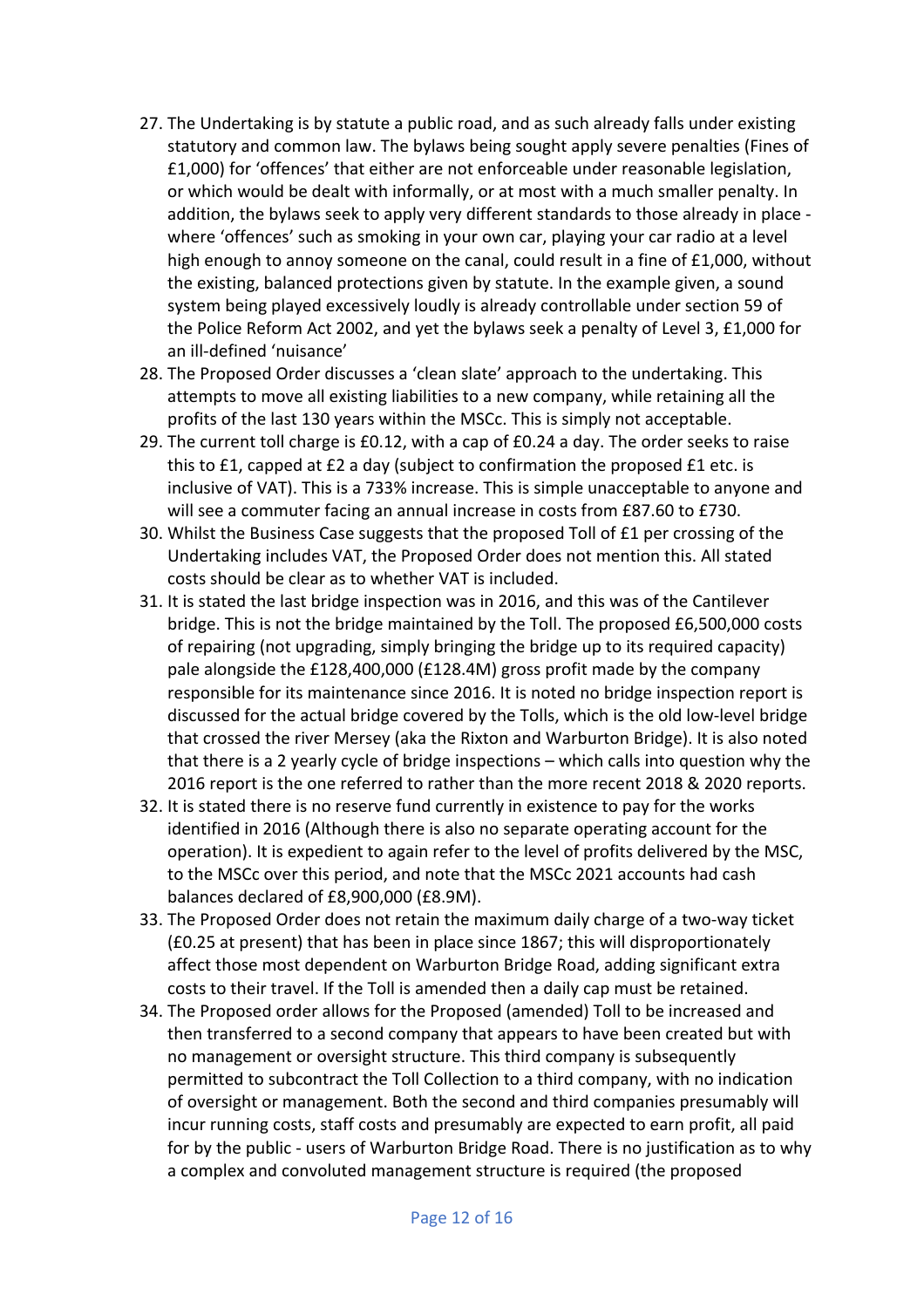27. The Undertaking is by statute a public road, and as such already falls under existing statutory and common law. The bylaws being sought apply severe penalties (Fines of £1,000) for 'offences' that either are not enforceable under reasonable legislation, or which would be dealt with informally, or at most with a much smaller penalty. In addition, the bylaws seek to apply very different standards to those already in place - where 'offences' such as smoking in your own car, playing your car radio at a level high enough to annoy someone on the canal, could result in a fine of £1,000, without the existing, balanced protections given by statute. In the example given, a sound system being played excessively loudly is already controllable under section 59 of the Police Reform Act 2002, and yet the bylaws seek a penalty of Level 3, £1,000 for an ill-defined 'nuisance'
28. The Proposed Order discusses a 'clean slate' approach to the undertaking. This attempts to move all existing liabilities to a new company, while retaining all the profits of the last 130 years within the MSCc. This is simply not acceptable.
29. The current toll charge is £0.12, with a cap of £0.24 a day. The order seeks to raise this to £1, capped at £2 a day (subject to confirmation the proposed £1 etc. is inclusive of VAT). This is a 733% increase. This is simple unacceptable to anyone and will see a commuter facing an annual increase in costs from £87.60 to £730.
30. Whilst the Business Case suggests that the proposed Toll of £1 per crossing of the Undertaking includes VAT, the Proposed Order does not mention this. All stated costs should be clear as to whether VAT is included.
31. It is stated the last bridge inspection was in 2016, and this was of the Cantilever bridge. This is not the bridge maintained by the Toll. The proposed £6,500,000 costs of repairing (not upgrading, simply bringing the bridge up to its required capacity) pale alongside the £128,400,000 (£128.4M) gross profit made by the company responsible for its maintenance since 2016. It is noted no bridge inspection report is discussed for the actual bridge covered by the Tolls, which is the old low-level bridge that crossed the river Mersey (aka the Rixton and Warburton Bridge). It is also noted that there is a 2 yearly cycle of bridge inspections – which calls into question why the 2016 report is the one referred to rather than the more recent 2018 & 2020 reports.
32. It is stated there is no reserve fund currently in existence to pay for the works identified in 2016 (Although there is also no separate operating account for the operation). It is expedient to again refer to the level of profits delivered by the MSC, to the MSCc over this period, and note that the MSCc 2021 accounts had cash balances declared of £8,900,000 (£8.9M).
33. The Proposed Order does not retain the maximum daily charge of a two-way ticket (£0.25 at present) that has been in place since 1867; this will disproportionately affect those most dependent on Warburton Bridge Road, adding significant extra costs to their travel. If the Toll is amended then a daily cap must be retained.
34. The Proposed order allows for the Proposed (amended) Toll to be increased and then transferred to a second company that appears to have been created but with no management or oversight structure. This third company is subsequently permitted to subcontract the Toll Collection to a third company, with no indication of oversight or management. Both the second and third companies presumably will incur running costs, staff costs and presumably are expected to earn profit, all paid for by the public - users of Warburton Bridge Road. There is no justification as to why a complex and convoluted management structure is required (the proposed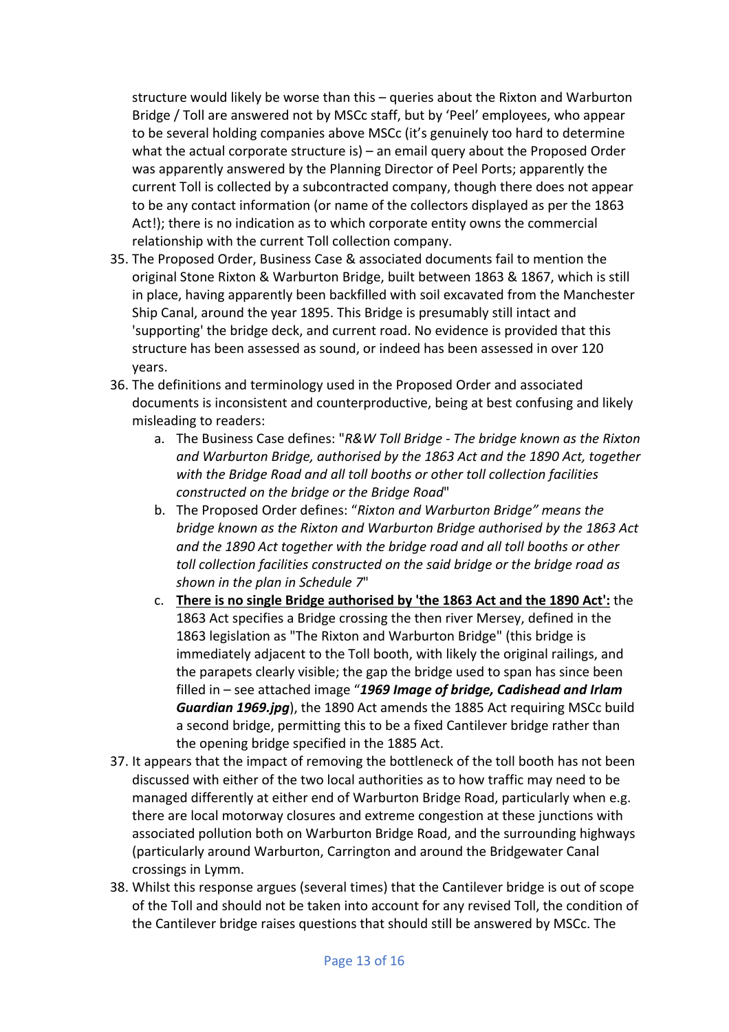structure would likely be worse than this – queries about the Rixton and Warburton Bridge / Toll are answered not by MSCc staff, but by 'Peel' employees, who appear to be several holding companies above MSCc (it's genuinely too hard to determine what the actual corporate structure is) – an email query about the Proposed Order was apparently answered by the Planning Director of Peel Ports; apparently the current Toll is collected by a subcontracted company, though there does not appear to be any contact information (or name of the collectors displayed as per the 1863 Act!); there is no indication as to which corporate entity owns the commercial relationship with the current Toll collection company.

35. The Proposed Order, Business Case & associated documents fail to mention the original Stone Rixton & Warburton Bridge, built between 1863 & 1867, which is still in place, having apparently been backfilled with soil excavated from the Manchester Ship Canal, around the year 1895. This Bridge is presumably still intact and 'supporting' the bridge deck, and current road. No evidence is provided that this structure has been assessed as sound, or indeed has been assessed in over 120 years.
36. The definitions and terminology used in the Proposed Order and associated documents is inconsistent and counterproductive, being at best confusing and likely misleading to readers:
    a. The Business Case defines: "*R&W Toll Bridge - The bridge known as the Rixton and Warburton Bridge, authorised by the 1863 Act and the 1890 Act, together with the Bridge Road and all toll booths or other toll collection facilities constructed on the bridge or the Bridge Road*"
    b. The Proposed Order defines: "*Rixton and Warburton Bridge" means the bridge known as the Rixton and Warburton Bridge authorised by the 1863 Act and the 1890 Act together with the bridge road and all toll booths or other toll collection facilities constructed on the said bridge or the bridge road as shown in the plan in Schedule 7*"
    c. **<u>There is no single Bridge authorised by 'the 1863 Act and the 1890 Act':</u>** the 1863 Act specifies a Bridge crossing the then river Mersey, defined in the 1863 legislation as "The Rixton and Warburton Bridge" (this bridge is immediately adjacent to the Toll booth, with likely the original railings, and the parapets clearly visible; the gap the bridge used to span has since been filled in – see attached image "***1969 Image of bridge, Cadishead and Irlam Guardian 1969.jpg***), the 1890 Act amends the 1885 Act requiring MSCc build a second bridge, permitting this to be a fixed Cantilever bridge rather than the opening bridge specified in the 1885 Act.
37. It appears that the impact of removing the bottleneck of the toll booth has not been discussed with either of the two local authorities as to how traffic may need to be managed differently at either end of Warburton Bridge Road, particularly when e.g. there are local motorway closures and extreme congestion at these junctions with associated pollution both on Warburton Bridge Road, and the surrounding highways (particularly around Warburton, Carrington and around the Bridgewater Canal crossings in Lymm.
38. Whilst this response argues (several times) that the Cantilever bridge is out of scope of the Toll and should not be taken into account for any revised Toll, the condition of the Cantilever bridge raises questions that should still be answered by MSCc. The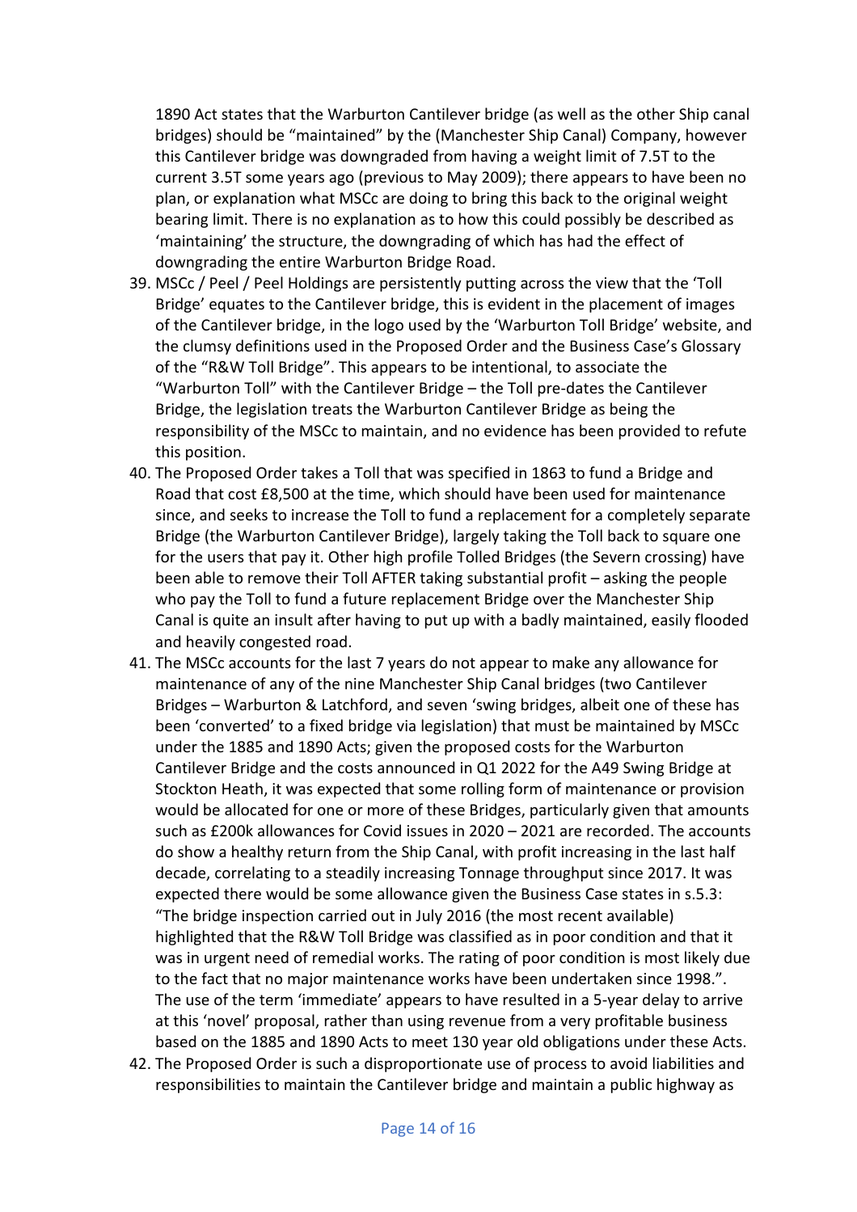1890 Act states that the Warburton Cantilever bridge (as well as the other Ship canal bridges) should be "maintained" by the (Manchester Ship Canal) Company, however this Cantilever bridge was downgraded from having a weight limit of 7.5T to the current 3.5T some years ago (previous to May 2009); there appears to have been no plan, or explanation what MSCc are doing to bring this back to the original weight bearing limit. There is no explanation as to how this could possibly be described as 'maintaining' the structure, the downgrading of which has had the effect of downgrading the entire Warburton Bridge Road.

39. MSCc / Peel / Peel Holdings are persistently putting across the view that the 'Toll Bridge' equates to the Cantilever bridge, this is evident in the placement of images of the Cantilever bridge, in the logo used by the 'Warburton Toll Bridge' website, and the clumsy definitions used in the Proposed Order and the Business Case's Glossary of the "R&W Toll Bridge". This appears to be intentional, to associate the "Warburton Toll" with the Cantilever Bridge – the Toll pre-dates the Cantilever Bridge, the legislation treats the Warburton Cantilever Bridge as being the responsibility of the MSCc to maintain, and no evidence has been provided to refute this position.
40. The Proposed Order takes a Toll that was specified in 1863 to fund a Bridge and Road that cost £8,500 at the time, which should have been used for maintenance since, and seeks to increase the Toll to fund a replacement for a completely separate Bridge (the Warburton Cantilever Bridge), largely taking the Toll back to square one for the users that pay it. Other high profile Tolled Bridges (the Severn crossing) have been able to remove their Toll AFTER taking substantial profit – asking the people who pay the Toll to fund a future replacement Bridge over the Manchester Ship Canal is quite an insult after having to put up with a badly maintained, easily flooded and heavily congested road.
41. The MSCc accounts for the last 7 years do not appear to make any allowance for maintenance of any of the nine Manchester Ship Canal bridges (two Cantilever Bridges – Warburton & Latchford, and seven 'swing bridges, albeit one of these has been 'converted' to a fixed bridge via legislation) that must be maintained by MSCc under the 1885 and 1890 Acts; given the proposed costs for the Warburton Cantilever Bridge and the costs announced in Q1 2022 for the A49 Swing Bridge at Stockton Heath, it was expected that some rolling form of maintenance or provision would be allocated for one or more of these Bridges, particularly given that amounts such as £200k allowances for Covid issues in 2020 – 2021 are recorded. The accounts do show a healthy return from the Ship Canal, with profit increasing in the last half decade, correlating to a steadily increasing Tonnage throughput since 2017. It was expected there would be some allowance given the Business Case states in s.5.3: "The bridge inspection carried out in July 2016 (the most recent available) highlighted that the R&W Toll Bridge was classified as in poor condition and that it was in urgent need of remedial works. The rating of poor condition is most likely due to the fact that no major maintenance works have been undertaken since 1998.". The use of the term 'immediate' appears to have resulted in a 5-year delay to arrive at this 'novel' proposal, rather than using revenue from a very profitable business based on the 1885 and 1890 Acts to meet 130 year old obligations under these Acts.
42. The Proposed Order is such a disproportionate use of process to avoid liabilities and responsibilities to maintain the Cantilever bridge and maintain a public highway as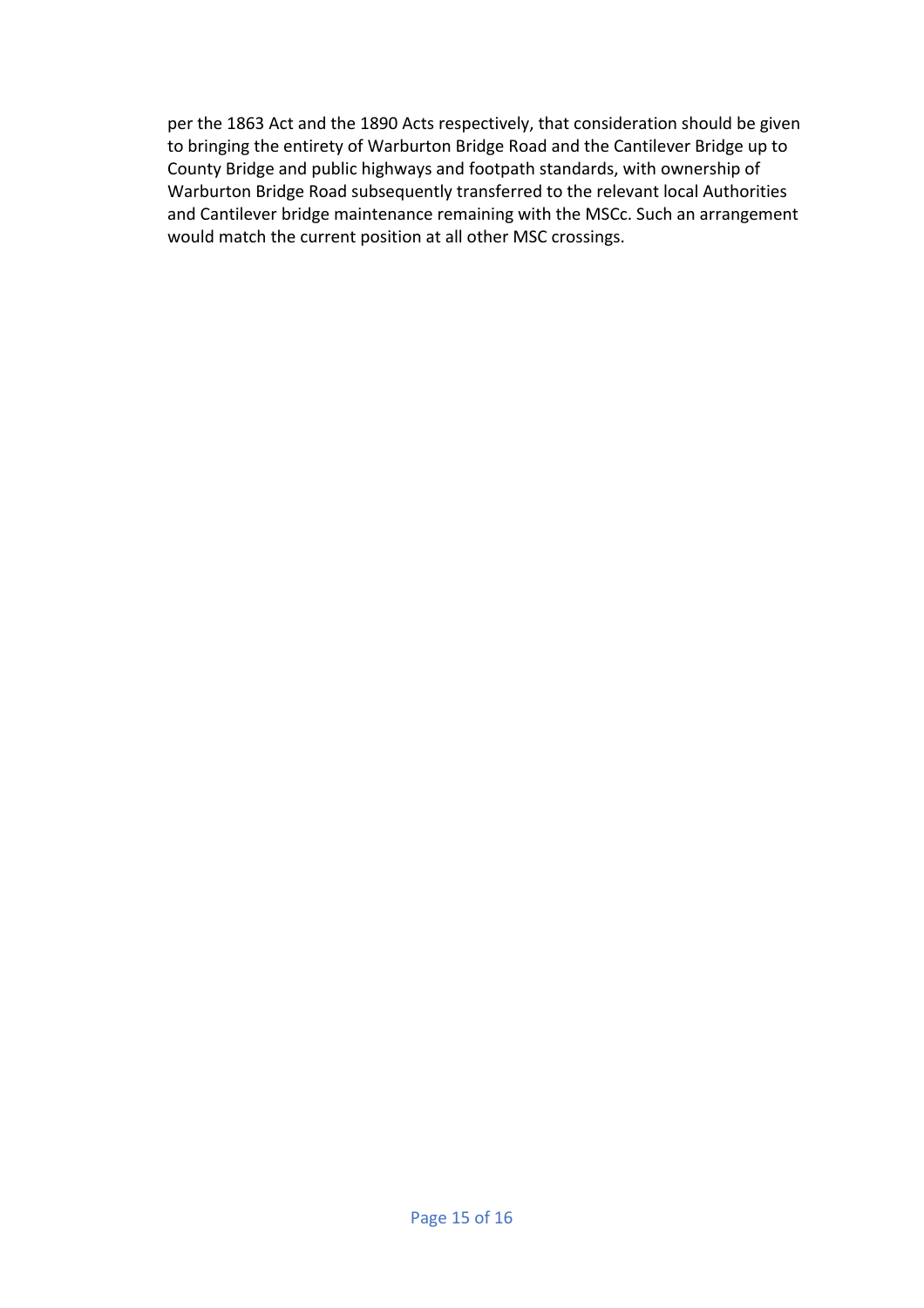per the 1863 Act and the 1890 Acts respectively, that consideration should be given to bringing the entirety of Warburton Bridge Road and the Cantilever Bridge up to County Bridge and public highways and footpath standards, with ownership of Warburton Bridge Road subsequently transferred to the relevant local Authorities and Cantilever bridge maintenance remaining with the MSCc. Such an arrangement would match the current position at all other MSC crossings.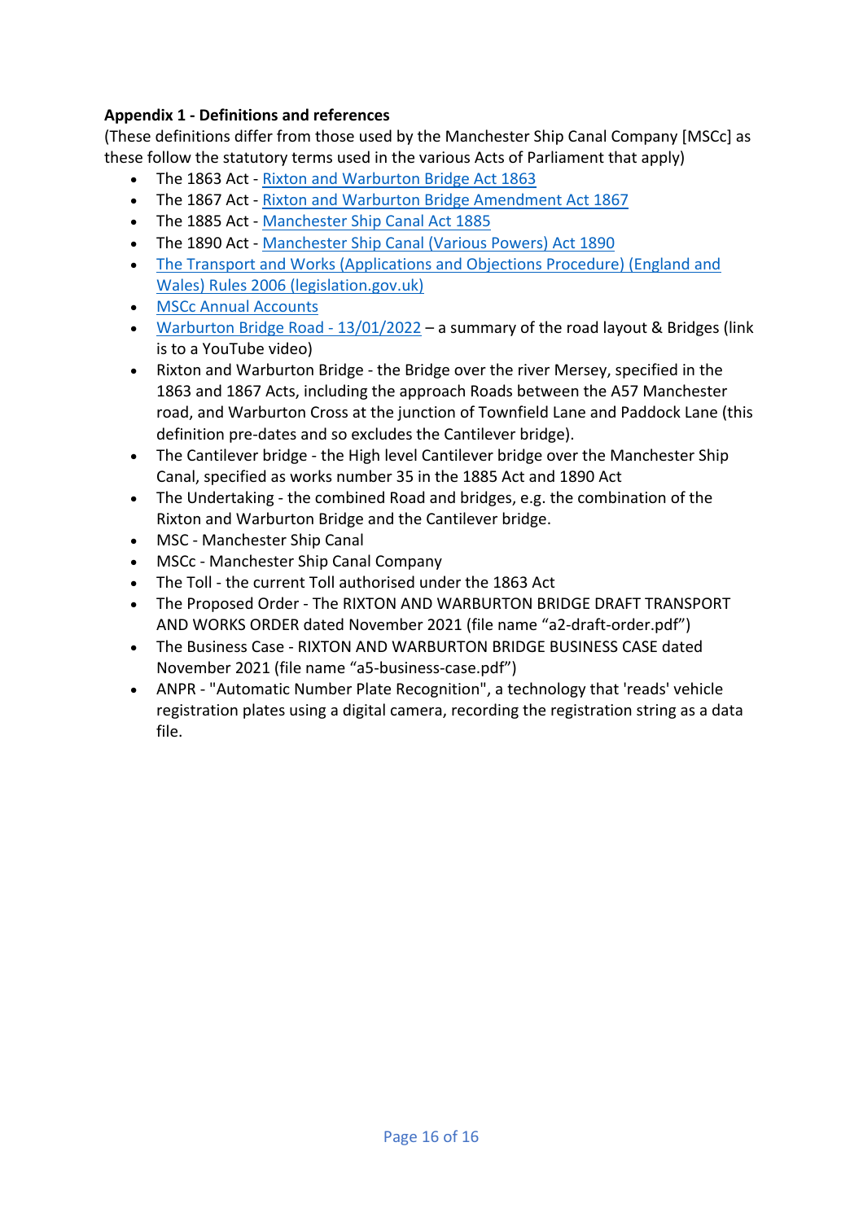**Appendix 1 - Definitions and references**

(These definitions differ from those used by the Manchester Ship Canal Company [MSCc] as these follow the statutory terms used in the various Acts of Parliament that apply)

- The 1863 Act - Rixton and Warburton Bridge Act 1863
- The 1867 Act - Rixton and Warburton Bridge Amendment Act 1867
- The 1885 Act - Manchester Ship Canal Act 1885
- The 1890 Act - Manchester Ship Canal (Various Powers) Act 1890
- The Transport and Works (Applications and Objections Procedure) (England and Wales) Rules 2006 (legislation.gov.uk)
- MSCc Annual Accounts
- Warburton Bridge Road - 13/01/2022 – a summary of the road layout & Bridges (link is to a YouTube video)
- Rixton and Warburton Bridge - the Bridge over the river Mersey, specified in the 1863 and 1867 Acts, including the approach Roads between the A57 Manchester road, and Warburton Cross at the junction of Townfield Lane and Paddock Lane (this definition pre-dates and so excludes the Cantilever bridge).
- The Cantilever bridge - the High level Cantilever bridge over the Manchester Ship Canal, specified as works number 35 in the 1885 Act and 1890 Act
- The Undertaking - the combined Road and bridges, e.g. the combination of the Rixton and Warburton Bridge and the Cantilever bridge.
- MSC - Manchester Ship Canal
- MSCc - Manchester Ship Canal Company
- The Toll - the current Toll authorised under the 1863 Act
- The Proposed Order - The RIXTON AND WARBURTON BRIDGE DRAFT TRANSPORT AND WORKS ORDER dated November 2021 (file name "a2-draft-order.pdf")
- The Business Case - RIXTON AND WARBURTON BRIDGE BUSINESS CASE dated November 2021 (file name "a5-business-case.pdf")
- ANPR - "Automatic Number Plate Recognition", a technology that 'reads' vehicle registration plates using a digital camera, recording the registration string as a data file.